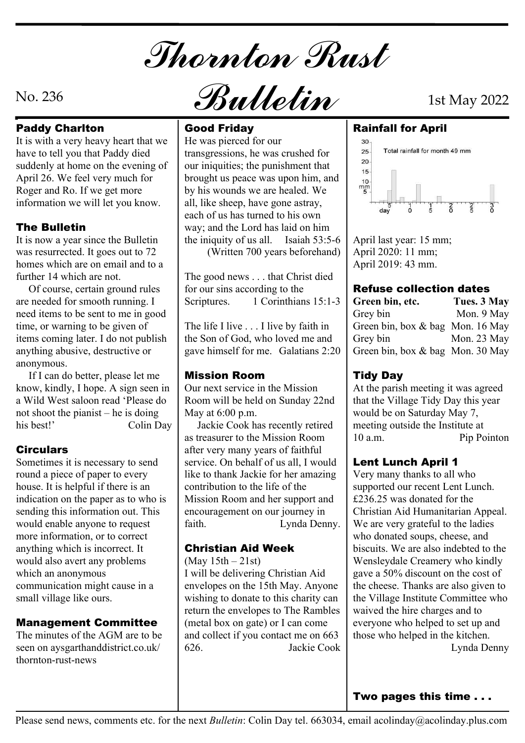# Thornton Rust Bulletin

No. 236

1st May 2022

## Paddy Charlton

It is with a very heavy heart that we have to tell you that Paddy died suddenly at home on the evening of April 26. We feel very much for Roger and Ro. If we get more information we will let you know.

## The Bulletin

It is now a year since the Bulletin was resurrected. It goes out to 72 homes which are on email and to a further 14 which are not.

Of course, certain ground rules are needed for smooth running. I need items to be sent to me in good time, or warning to be given of items coming later. I do not publish anything abusive, destructive or anonymous.

If I can do better, please let me know, kindly, I hope. A sign seen in a Wild West saloon read 'Please do not shoot the pianist – he is doing his best!' Colin Day

## Circulars

Sometimes it is necessary to send round a piece of paper to every house. It is helpful if there is an indication on the paper as to who is sending this information out. This would enable anyone to request more information, or to correct anything which is incorrect. It would also avert any problems which an anonymous communication might cause in a small village like ours.

## Management Committee

The minutes of the AGM are to be seen on aysgarthanddistrict.co.uk/thornton-rust-news

## Good Friday

He was pierced for our transgressions, he was crushed for our iniquities; the punishment that brought us peace was upon him, and by his wounds we are healed. We all, like sheep, have gone astray, each of us has turned to his own way; and the Lord has laid on him the iniquity of us all. Isaiah 53:5-6 (Written 700 years beforehand)

The good news . . . that Christ died for our sins according to the Scriptures. 1 Corinthians 15:1-3

The life I live . . . I live by faith in the Son of God, who loved me and gave himself for me. Galatians 2:20

## Mission Room

Our next service in the Mission Room will be held on Sunday 22nd May at 6:00 p.m.

Jackie Cook has recently retired as treasurer to the Mission Room after very many years of faithful service. On behalf of us all, I would like to thank Jackie for her amazing contribution to the life of the Mission Room and her support and encouragement on our journey in faith. Lynda Denny.

## Christian Aid Week

(May 15th – 21st)

I will be delivering Christian Aid envelopes on the 15th May. Anyone wishing to donate to this charity can return the envelopes to The Rambles (metal box on gate) or I can come and collect if you contact me on 663 626. Jackie Cook

## Rainfall for April

Total rainfall for month 49 mm

April last year: 15 mm;
April 2020: 11 mm;
April 2019: 43 mm.

## Refuse collection dates

| | |
|---|---|
| **Green bin, etc.** | **Tues. 3 May** |
| Grey bin | Mon. 9 May |
| Green bin, box & bag | Mon. 16 May |
| Grey bin | Mon. 23 May |
| Green bin, box & bag | Mon. 30 May |

## Tidy Day

At the parish meeting it was agreed that the Village Tidy Day this year would be on Saturday May 7, meeting outside the Institute at 10 a.m. Pip Pointon

## Lent Lunch April 1

Very many thanks to all who supported our recent Lent Lunch. £236.25 was donated for the Christian Aid Humanitarian Appeal. We are very grateful to the ladies who donated soups, cheese, and biscuits. We are also indebted to the Wensleydale Creamery who kindly gave a 50% discount on the cost of the cheese. Thanks are also given to the Village Institute Committee who waived the hire charges and to everyone who helped to set up and those who helped in the kitchen. Lynda Denny

**Two pages this time . . .**

Please send news, comments etc. for the next *Bulletin*: Colin Day tel. 663034, email acolinday@acolinday.plus.com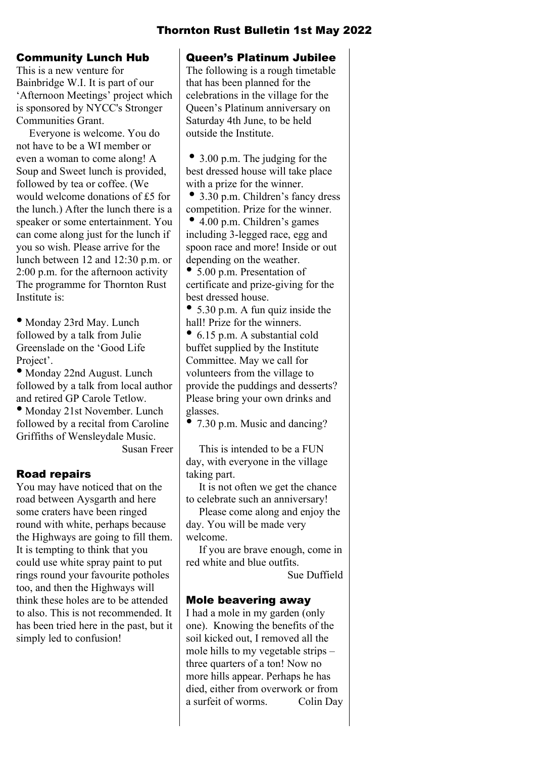# Thornton Rust Bulletin 1st May 2022

## Community Lunch Hub

This is a new venture for Bainbridge W.I. It is part of our 'Afternoon Meetings' project which is sponsored by NYCC's Stronger Communities Grant.

Everyone is welcome. You do not have to be a WI member or even a woman to come along! A Soup and Sweet lunch is provided, followed by tea or coffee. (We would welcome donations of £5 for the lunch.) After the lunch there is a speaker or some entertainment. You can come along just for the lunch if you so wish. Please arrive for the lunch between 12 and 12:30 p.m. or 2:00 p.m. for the afternoon activity The programme for Thornton Rust Institute is:

- Monday 23rd May. Lunch followed by a talk from Julie Greenslade on the 'Good Life Project'.
- Monday 22nd August. Lunch followed by a talk from local author and retired GP Carole Tetlow.
- Monday 21st November. Lunch followed by a recital from Caroline Griffiths of Wensleydale Music.

Susan Freer

## Road repairs

You may have noticed that on the road between Aysgarth and here some craters have been ringed round with white, perhaps because the Highways are going to fill them. It is tempting to think that you could use white spray paint to put rings round your favourite potholes too, and then the Highways will think these holes are to be attended to also. This is not recommended. It has been tried here in the past, but it simply led to confusion!

## Queen's Platinum Jubilee

The following is a rough timetable that has been planned for the celebrations in the village for the Queen's Platinum anniversary on Saturday 4th June, to be held outside the Institute.

- 3.00 p.m. The judging for the best dressed house will take place with a prize for the winner.
- 3.30 p.m. Children's fancy dress competition. Prize for the winner.
- 4.00 p.m. Children's games including 3-legged race, egg and spoon race and more! Inside or out depending on the weather.
- 5.00 p.m. Presentation of certificate and prize-giving for the best dressed house.
- 5.30 p.m. A fun quiz inside the hall! Prize for the winners.
- 6.15 p.m. A substantial cold buffet supplied by the Institute Committee. May we call for volunteers from the village to provide the puddings and desserts? Please bring your own drinks and glasses.
- 7.30 p.m. Music and dancing?

This is intended to be a FUN day, with everyone in the village taking part.

It is not often we get the chance to celebrate such an anniversary!

Please come along and enjoy the day. You will be made very welcome.

If you are brave enough, come in red white and blue outfits.

Sue Duffield

## Mole beavering away

I had a mole in my garden (only one). Knowing the benefits of the soil kicked out, I removed all the mole hills to my vegetable strips – three quarters of a ton! Now no more hills appear. Perhaps he has died, either from overwork or from a surfeit of worms. Colin Day